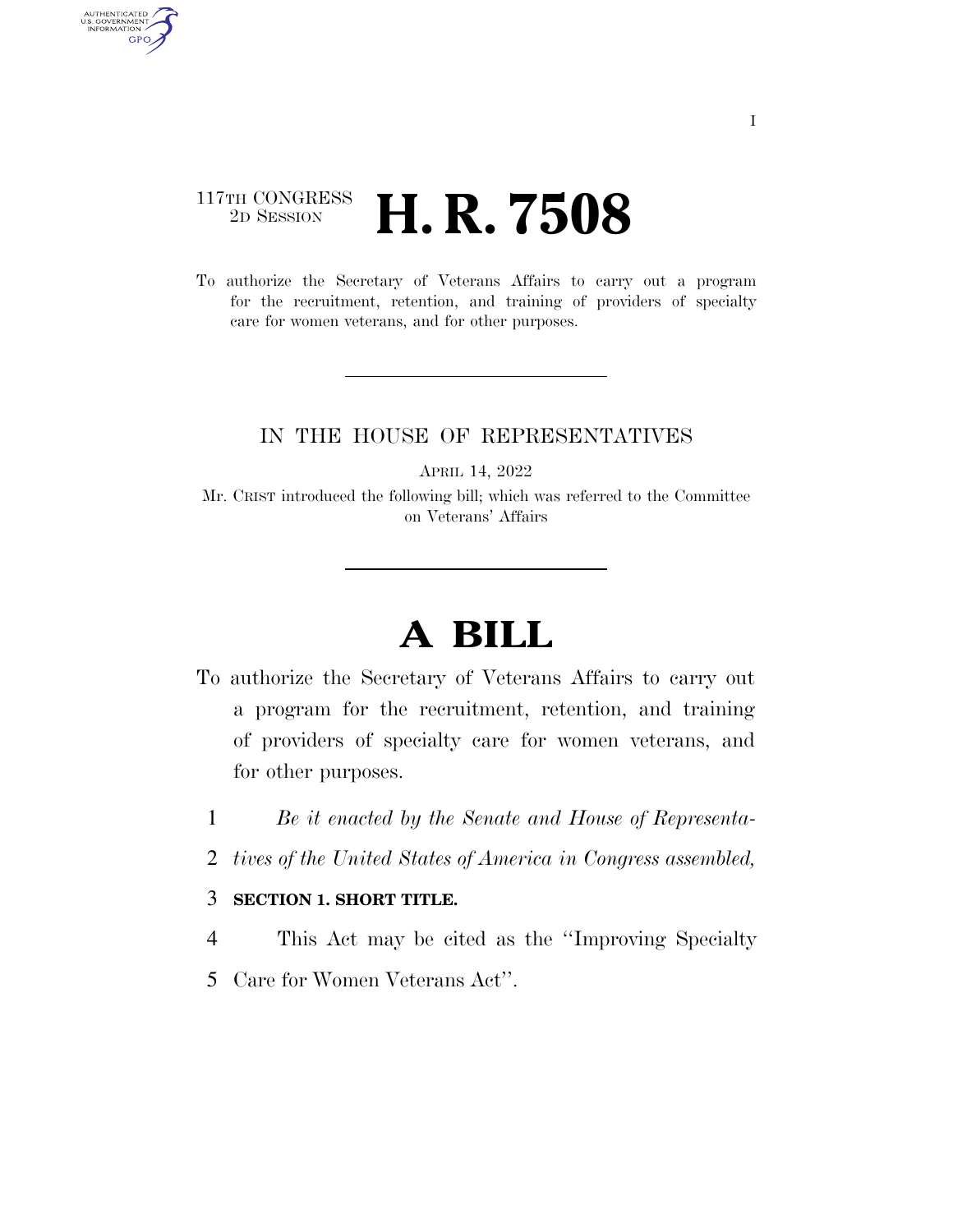117TH CONGRESS
2D SESSION

# H. R. 7508

To authorize the Secretary of Veterans Affairs to carry out a program for the recruitment, retention, and training of providers of specialty care for women veterans, and for other purposes.

IN THE HOUSE OF REPRESENTATIVES

APRIL 14, 2022

Mr. CRIST introduced the following bill; which was referred to the Committee on Veterans' Affairs

# A BILL

To authorize the Secretary of Veterans Affairs to carry out a program for the recruitment, retention, and training of providers of specialty care for women veterans, and for other purposes.

1 *Be it enacted by the Senate and House of Representa-*
2 *tives of the United States of America in Congress assembled,*

3 **SECTION 1. SHORT TITLE.**

4 This Act may be cited as the "Improving Specialty
5 Care for Women Veterans Act".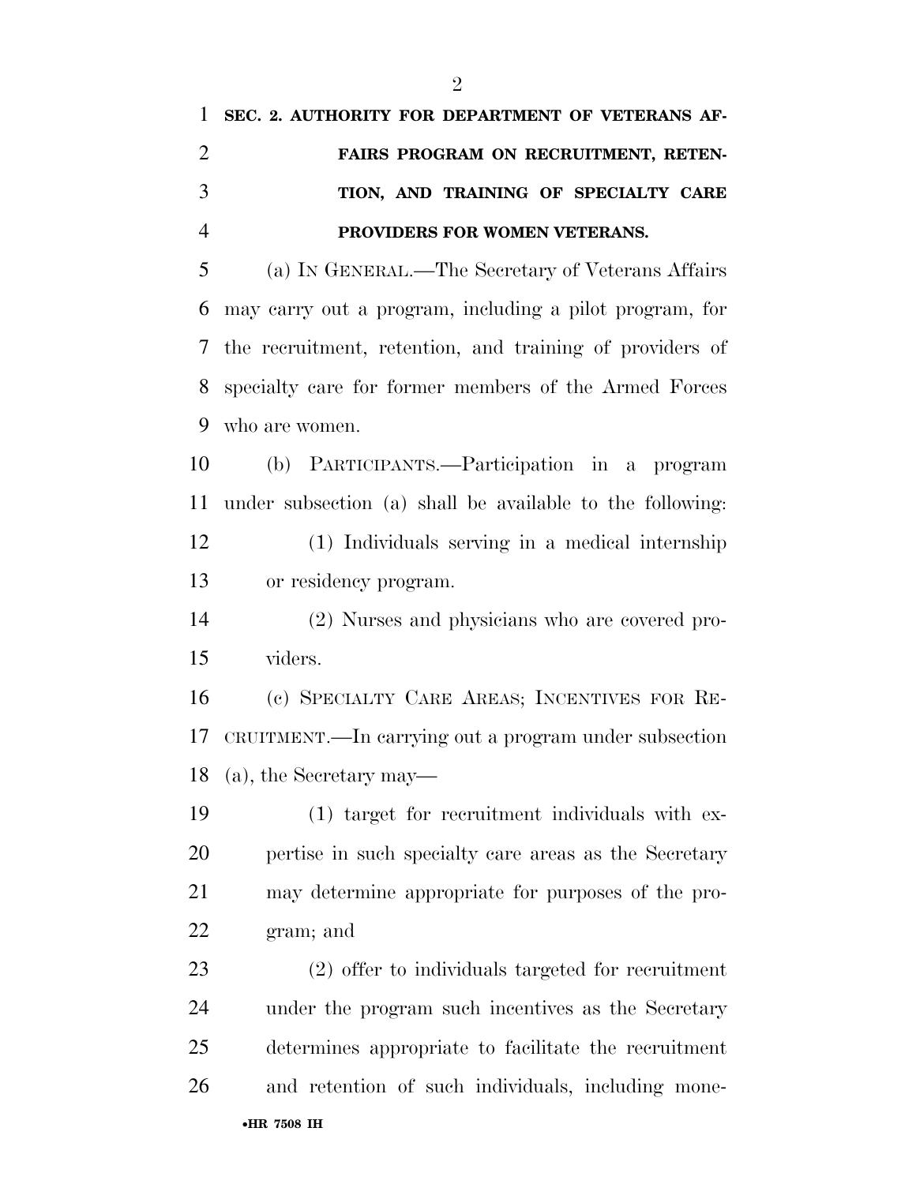**SEC. 2. AUTHORITY FOR DEPARTMENT OF VETERANS AFFAIRS PROGRAM ON RECRUITMENT, RETENTION, AND TRAINING OF SPECIALTY CARE PROVIDERS FOR WOMEN VETERANS.**

(a) IN GENERAL.—The Secretary of Veterans Affairs may carry out a program, including a pilot program, for the recruitment, retention, and training of providers of specialty care for former members of the Armed Forces who are women.

(b) PARTICIPANTS.—Participation in a program under subsection (a) shall be available to the following:

(1) Individuals serving in a medical internship or residency program.

(2) Nurses and physicians who are covered providers.

(c) SPECIALTY CARE AREAS; INCENTIVES FOR RECRUITMENT.—In carrying out a program under subsection (a), the Secretary may—

(1) target for recruitment individuals with expertise in such specialty care areas as the Secretary may determine appropriate for purposes of the program; and

(2) offer to individuals targeted for recruitment under the program such incentives as the Secretary determines appropriate to facilitate the recruitment and retention of such individuals, including mone-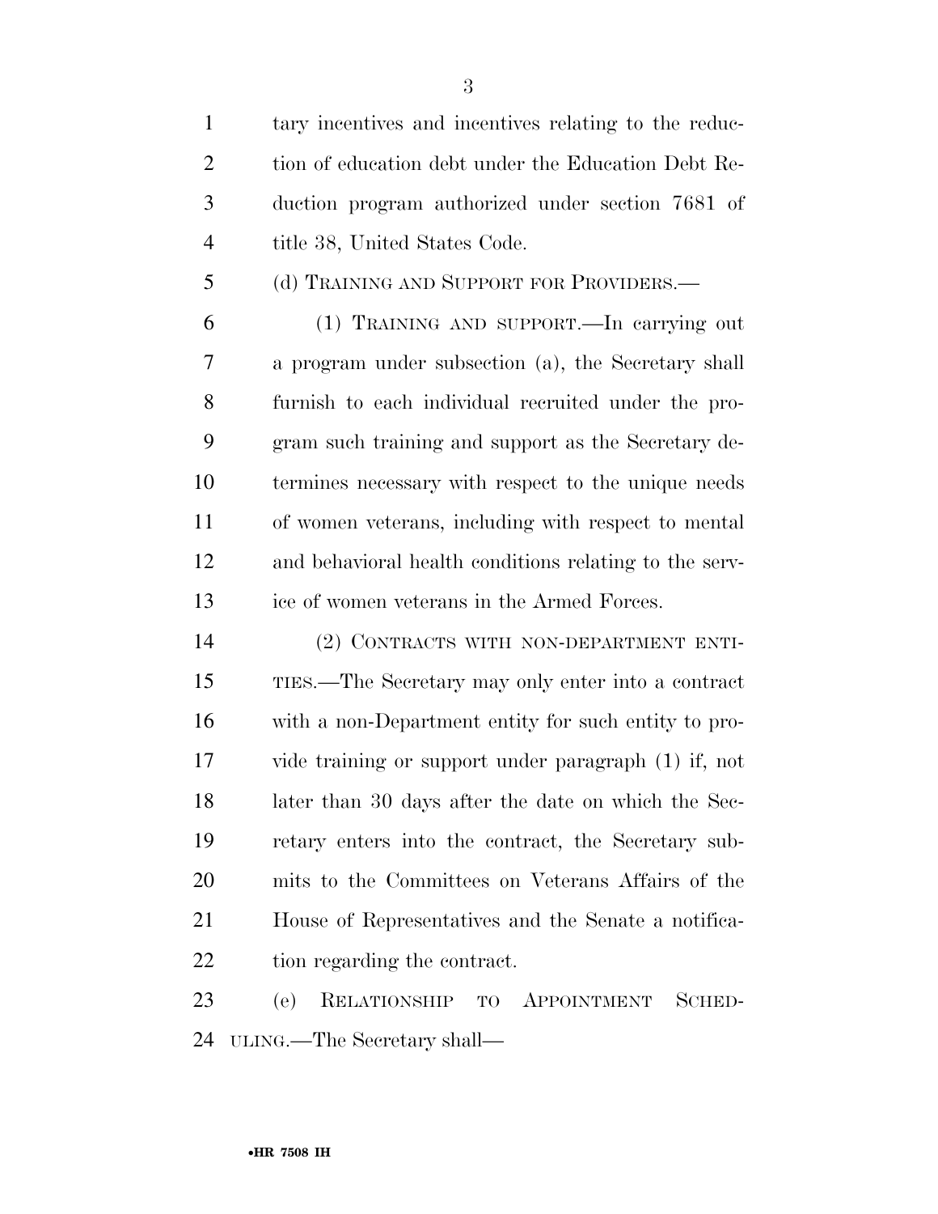tary incentives and incentives relating to the reduction of education debt under the Education Debt Reduction program authorized under section 7681 of title 38, United States Code.

(d) TRAINING AND SUPPORT FOR PROVIDERS.—

(1) TRAINING AND SUPPORT.—In carrying out a program under subsection (a), the Secretary shall furnish to each individual recruited under the program such training and support as the Secretary determines necessary with respect to the unique needs of women veterans, including with respect to mental and behavioral health conditions relating to the service of women veterans in the Armed Forces.

(2) CONTRACTS WITH NON-DEPARTMENT ENTITIES.—The Secretary may only enter into a contract with a non-Department entity for such entity to provide training or support under paragraph (1) if, not later than 30 days after the date on which the Secretary enters into the contract, the Secretary submits to the Committees on Veterans Affairs of the House of Representatives and the Senate a notification regarding the contract.

(e) RELATIONSHIP TO APPOINTMENT SCHEDULING.—The Secretary shall—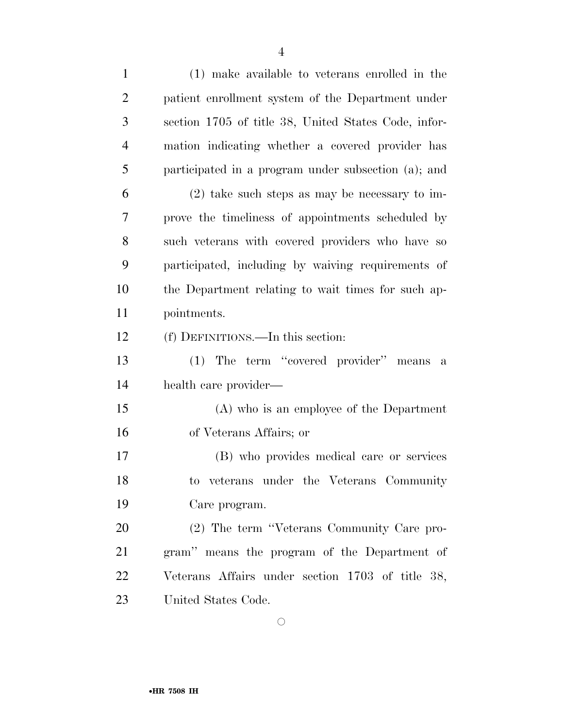(1) make available to veterans enrolled in the patient enrollment system of the Department under section 1705 of title 38, United States Code, information indicating whether a covered provider has participated in a program under subsection (a); and

(2) take such steps as may be necessary to improve the timeliness of appointments scheduled by such veterans with covered providers who have so participated, including by waiving requirements of the Department relating to wait times for such appointments.

(f) DEFINITIONS.—In this section:

(1) The term "covered provider" means a health care provider—

(A) who is an employee of the Department of Veterans Affairs; or

(B) who provides medical care or services to veterans under the Veterans Community Care program.

(2) The term "Veterans Community Care program" means the program of the Department of Veterans Affairs under section 1703 of title 38, United States Code.

○